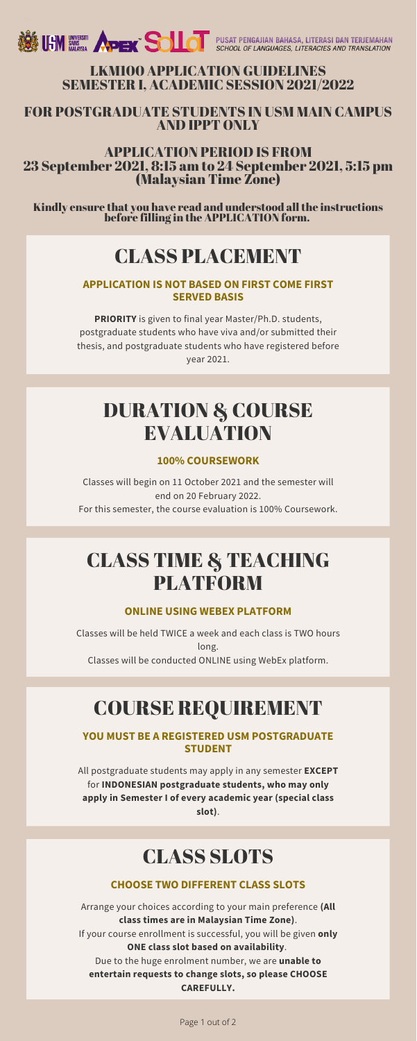PUSAT PENGAJIAN BAHASA, LITERASI DAN TERJEMAHAN
*SCHOOL OF LANGUAGES, LITERACIES AND TRANSLATION*

# LKM100 APPLICATION GUIDELINES SEMESTER I, ACADEMIC SESSION 2021/2022

## FOR POSTGRADUATE STUDENTS IN USM MAIN CAMPUS AND IPPT ONLY

## APPLICATION PERIOD IS FROM 23 September 2021, 8:15 am to 24 September 2021, 5:15 pm (Malaysian Time Zone)

**Kindly ensure that you have read and understood all the instructions before filling in the APPLICATION form.**

## CLASS PLACEMENT

### APPLICATION IS NOT BASED ON FIRST COME FIRST SERVED BASIS

**PRIORITY** is given to final year Master/Ph.D. students, postgraduate students who have viva and/or submitted their thesis, and postgraduate students who have registered before year 2021.

## DURATION & COURSE EVALUATION

### 100% COURSEWORK

Classes will begin on 11 October 2021 and the semester will end on 20 February 2022.
For this semester, the course evaluation is 100% Coursework.

## CLASS TIME & TEACHING PLATFORM

### ONLINE USING WEBEX PLATFORM

Classes will be held TWICE a week and each class is TWO hours long.
Classes will be conducted ONLINE using WebEx platform.

## COURSE REQUIREMENT

### YOU MUST BE A REGISTERED USM POSTGRADUATE STUDENT

All postgraduate students may apply in any semester **EXCEPT** for **INDONESIAN postgraduate students, who may only apply in Semester I of every academic year (special class slot)**.

## CLASS SLOTS

### CHOOSE TWO DIFFERENT CLASS SLOTS

Arrange your choices according to your main preference **(All class times are in Malaysian Time Zone)**.
If your course enrollment is successful, you will be given **only ONE class slot based on availability**.
Due to the huge enrolment number, we are **unable to entertain requests to change slots, so please CHOOSE CAREFULLY.**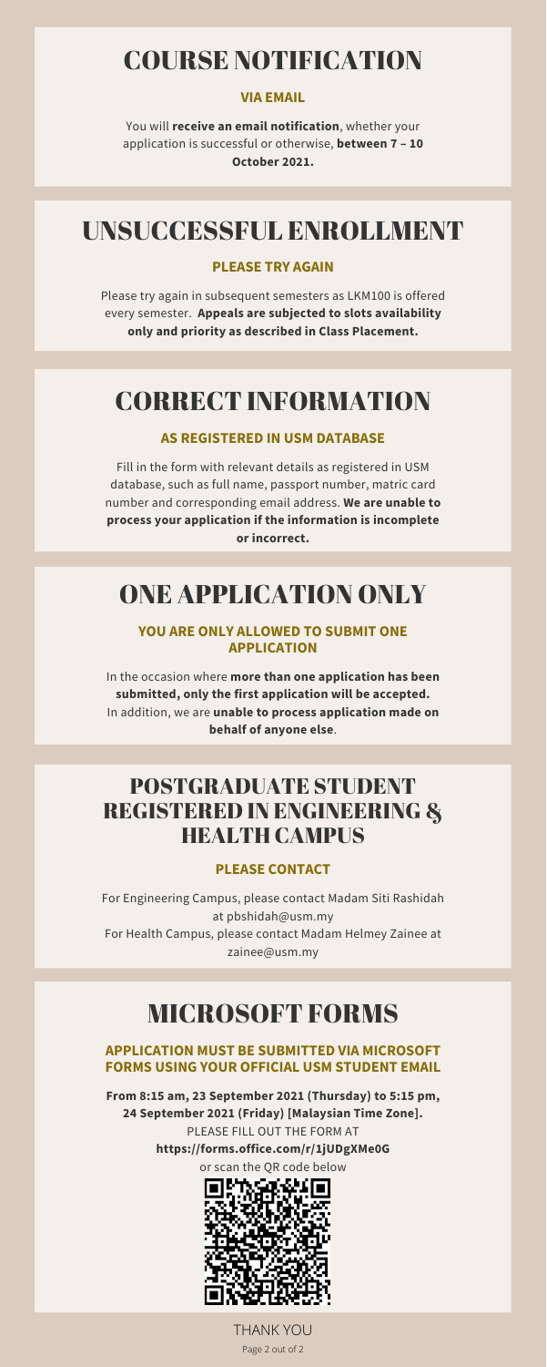## COURSE NOTIFICATION

### VIA EMAIL

You will **receive an email notification**, whether your application is successful or otherwise, **between 7 – 10 October 2021.**

## UNSUCCESSFUL ENROLLMENT

### PLEASE TRY AGAIN

Please try again in subsequent semesters as LKM100 is offered every semester. **Appeals are subjected to slots availability only and priority as described in Class Placement.**

## CORRECT INFORMATION

### AS REGISTERED IN USM DATABASE

Fill in the form with relevant details as registered in USM database, such as full name, passport number, matric card number and corresponding email address. **We are unable to process your application if the information is incomplete or incorrect.**

## ONE APPLICATION ONLY

### YOU ARE ONLY ALLOWED TO SUBMIT ONE APPLICATION

In the occasion where **more than one application has been submitted, only the first application will be accepted.** In addition, we are **unable to process application made on behalf of anyone else**.

## POSTGRADUATE STUDENT REGISTERED IN ENGINEERING & HEALTH CAMPUS

### PLEASE CONTACT

For Engineering Campus, please contact Madam Siti Rashidah at pbshidah@usm.my
For Health Campus, please contact Madam Helmey Zainee at zainee@usm.my

## MICROSOFT FORMS

### APPLICATION MUST BE SUBMITTED VIA MICROSOFT FORMS USING YOUR OFFICIAL USM STUDENT EMAIL

**From 8:15 am, 23 September 2021 (Thursday) to 5:15 pm, 24 September 2021 (Friday) [Malaysian Time Zone].**
PLEASE FILL OUT THE FORM AT
**https://forms.office.com/r/1jUDgXMe0G**
or scan the QR code below

THANK YOU